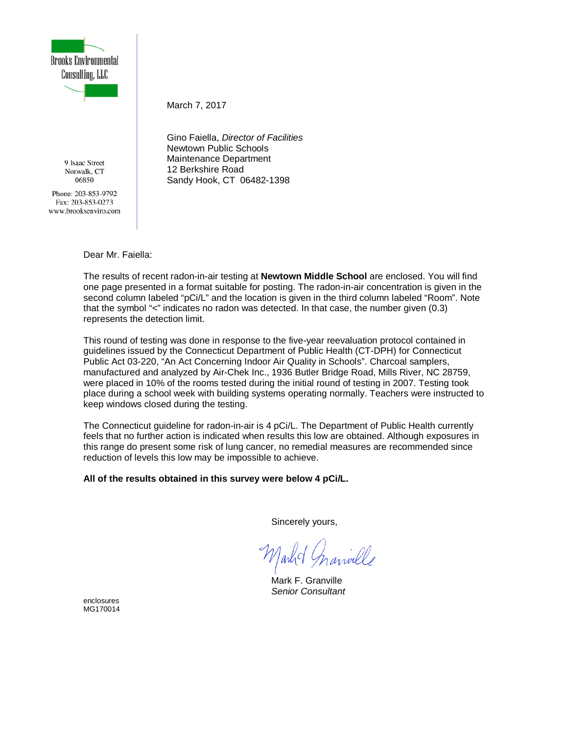Brooks Environmental Consulting, LLC

9 Isaac Street
Norwalk, CT
06850

Phone: 203-853-9792
Fax: 203-853-0273
www.brooksenviro.com

March 7, 2017

Gino Faiella, *Director of Facilities*
Newtown Public Schools
Maintenance Department
12 Berkshire Road
Sandy Hook, CT 06482-1398

Dear Mr. Faiella:

The results of recent radon-in-air testing at **Newtown Middle School** are enclosed. You will find one page presented in a format suitable for posting. The radon-in-air concentration is given in the second column labeled “pCi/L” and the location is given in the third column labeled “Room”. Note that the symbol “<” indicates no radon was detected. In that case, the number given (0.3) represents the detection limit.

This round of testing was done in response to the five-year reevaluation protocol contained in guidelines issued by the Connecticut Department of Public Health (CT-DPH) for Connecticut Public Act 03-220, “An Act Concerning Indoor Air Quality in Schools”. Charcoal samplers, manufactured and analyzed by Air-Chek Inc., 1936 Butler Bridge Road, Mills River, NC 28759, were placed in 10% of the rooms tested during the initial round of testing in 2007. Testing took place during a school week with building systems operating normally. Teachers were instructed to keep windows closed during the testing.

The Connecticut guideline for radon-in-air is 4 pCi/L. The Department of Public Health currently feels that no further action is indicated when results this low are obtained. Although exposures in this range do present some risk of lung cancer, no remedial measures are recommended since reduction of levels this low may be impossible to achieve.

**All of the results obtained in this survey were below 4 pCi/L.**

Sincerely yours,

Mark F. Granville
*Senior Consultant*

enclosures
MG170014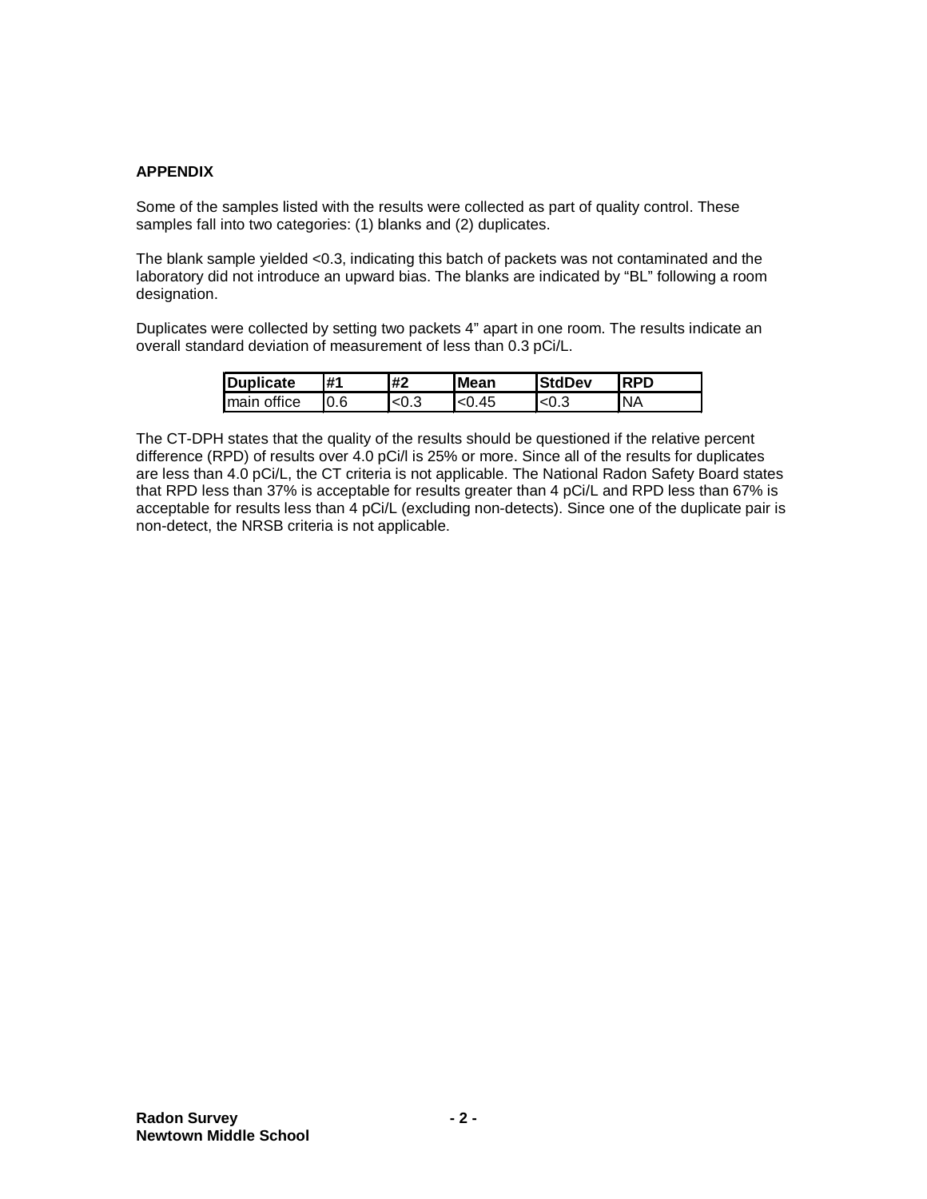## APPENDIX

Some of the samples listed with the results were collected as part of quality control. These samples fall into two categories: (1) blanks and (2) duplicates.

The blank sample yielded <0.3, indicating this batch of packets was not contaminated and the laboratory did not introduce an upward bias. The blanks are indicated by "BL" following a room designation.

Duplicates were collected by setting two packets 4" apart in one room. The results indicate an overall standard deviation of measurement of less than 0.3 pCi/L.

| Duplicate | #1 | #2 | Mean | StdDev | RPD |
|---|---|---|---|---|---|
| main office | 0.6 | <0.3 | <0.45 | <0.3 | NA |

The CT-DPH states that the quality of the results should be questioned if the relative percent difference (RPD) of results over 4.0 pCi/l is 25% or more. Since all of the results for duplicates are less than 4.0 pCi/L, the CT criteria is not applicable. The National Radon Safety Board states that RPD less than 37% is acceptable for results greater than 4 pCi/L and RPD less than 67% is acceptable for results less than 4 pCi/L (excluding non-detects). Since one of the duplicate pair is non-detect, the NRSB criteria is not applicable.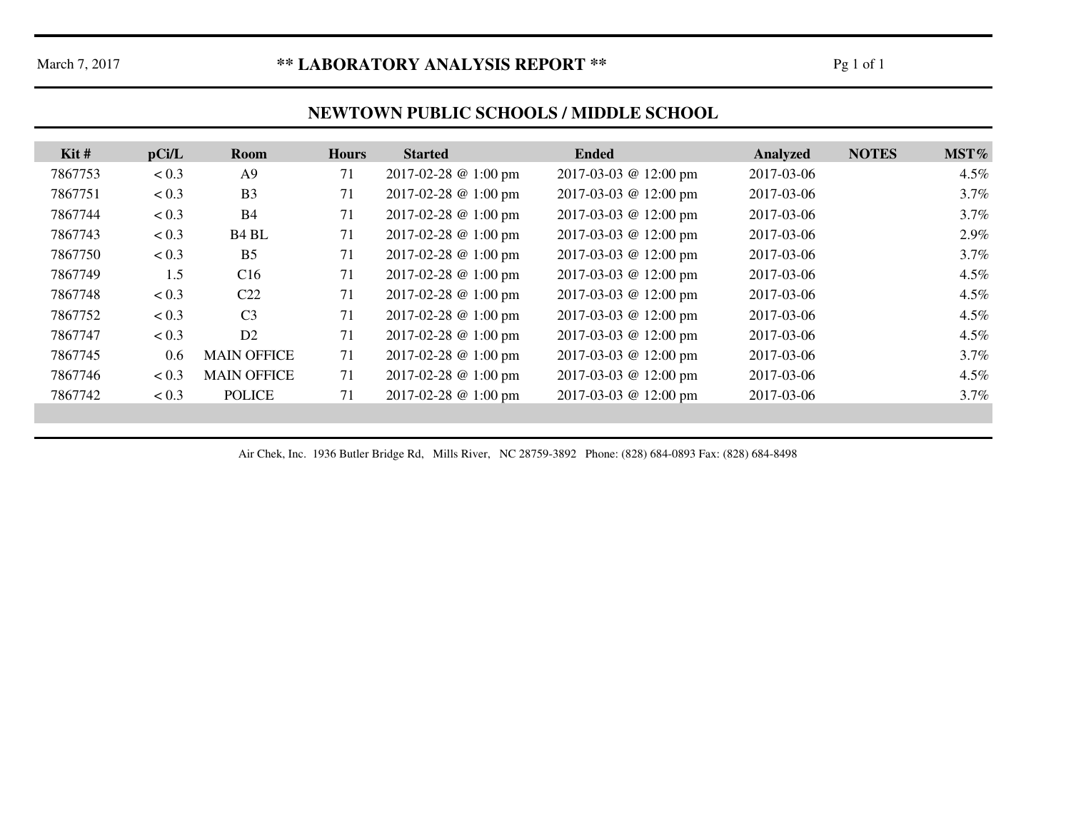March 7, 2017

# ** LABORATORY ANALYSIS REPORT **

## NEWTOWN PUBLIC SCHOOLS / MIDDLE SCHOOL

| Kit # | pCi/L | Room | Hours | Started | Ended | Analyzed | NOTES | MST% |
|---|---|---|---|---|---|---|---|---|
| 7867753 | < 0.3 | A9 | 71 | 2017-02-28 @ 1:00 pm | 2017-03-03 @ 12:00 pm | 2017-03-06 | | 4.5% |
| 7867751 | < 0.3 | B3 | 71 | 2017-02-28 @ 1:00 pm | 2017-03-03 @ 12:00 pm | 2017-03-06 | | 3.7% |
| 7867744 | < 0.3 | B4 | 71 | 2017-02-28 @ 1:00 pm | 2017-03-03 @ 12:00 pm | 2017-03-06 | | 3.7% |
| 7867743 | < 0.3 | B4 BL | 71 | 2017-02-28 @ 1:00 pm | 2017-03-03 @ 12:00 pm | 2017-03-06 | | 2.9% |
| 7867750 | < 0.3 | B5 | 71 | 2017-02-28 @ 1:00 pm | 2017-03-03 @ 12:00 pm | 2017-03-06 | | 3.7% |
| 7867749 | 1.5 | C16 | 71 | 2017-02-28 @ 1:00 pm | 2017-03-03 @ 12:00 pm | 2017-03-06 | | 4.5% |
| 7867748 | < 0.3 | C22 | 71 | 2017-02-28 @ 1:00 pm | 2017-03-03 @ 12:00 pm | 2017-03-06 | | 4.5% |
| 7867752 | < 0.3 | C3 | 71 | 2017-02-28 @ 1:00 pm | 2017-03-03 @ 12:00 pm | 2017-03-06 | | 4.5% |
| 7867747 | < 0.3 | D2 | 71 | 2017-02-28 @ 1:00 pm | 2017-03-03 @ 12:00 pm | 2017-03-06 | | 4.5% |
| 7867745 | 0.6 | MAIN OFFICE | 71 | 2017-02-28 @ 1:00 pm | 2017-03-03 @ 12:00 pm | 2017-03-06 | | 3.7% |
| 7867746 | < 0.3 | MAIN OFFICE | 71 | 2017-02-28 @ 1:00 pm | 2017-03-03 @ 12:00 pm | 2017-03-06 | | 4.5% |
| 7867742 | < 0.3 | POLICE | 71 | 2017-02-28 @ 1:00 pm | 2017-03-03 @ 12:00 pm | 2017-03-06 | | 3.7% |

Air Chek, Inc. 1936 Butler Bridge Rd, Mills River, NC 28759-3892 Phone: (828) 684-0893 Fax: (828) 684-8498